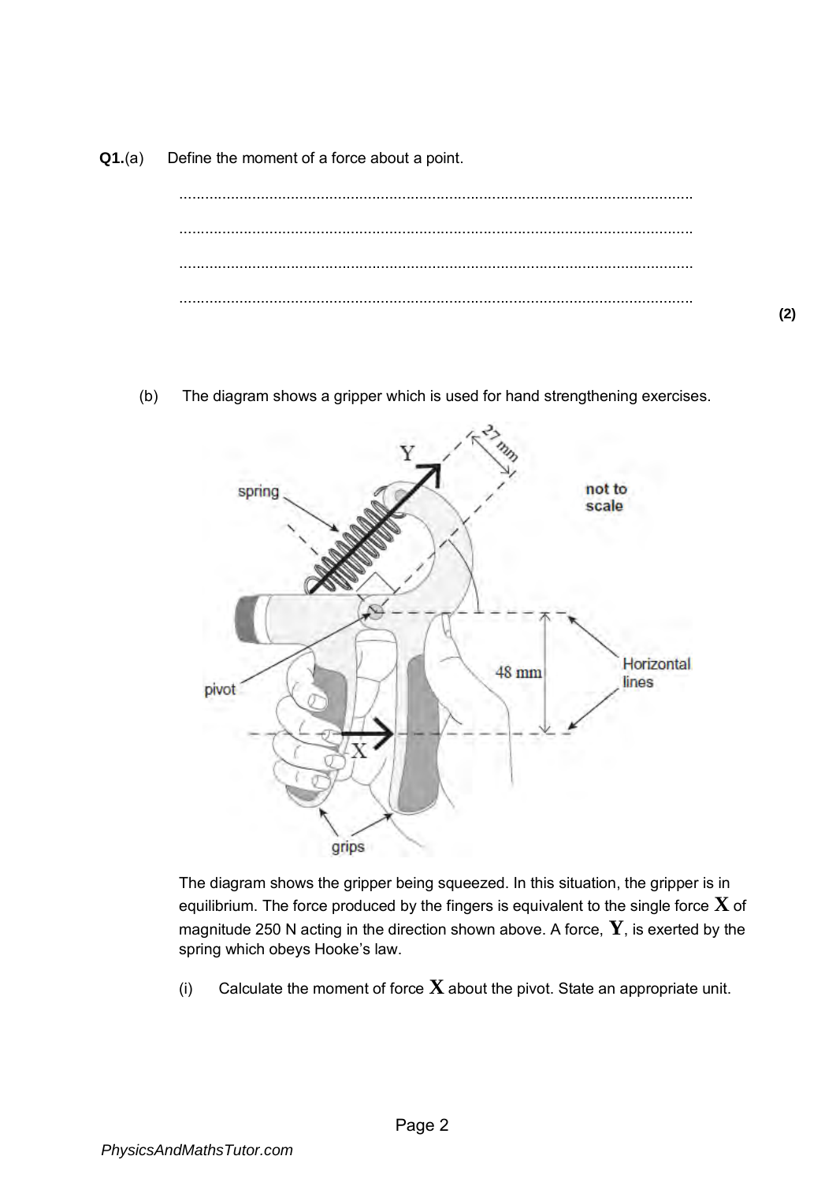**Q1.**(a) Define the moment of a force about a point.

.......................................................................................................................

.......................................................................................................................

.......................................................................................................................

.......................................................................................................................

**(2)**

(b) The diagram shows a gripper which is used for hand strengthening exercises.

The diagram shows the gripper being squeezed. In this situation, the gripper is in equilibrium. The force produced by the fingers is equivalent to the single force **X** of magnitude 250 N acting in the direction shown above. A force, **Y**, is exerted by the spring which obeys Hooke's law.

(i) Calculate the moment of force **X** about the pivot. State an appropriate unit.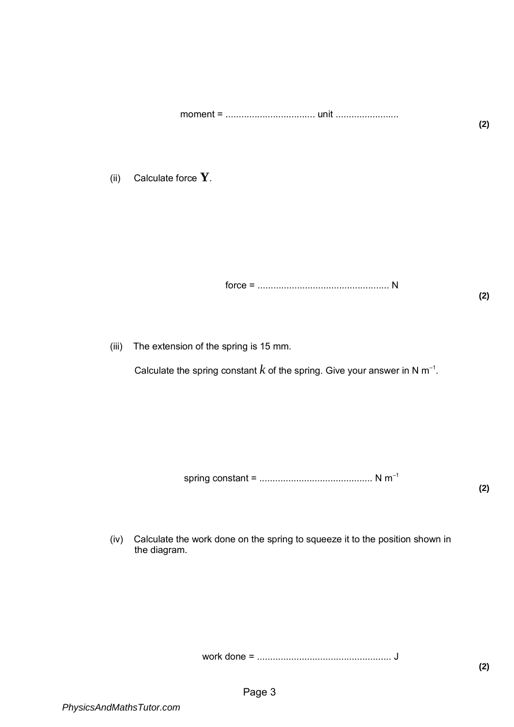moment = .................................. unit ........................

**(2)**

(ii) Calculate force **Y**.

force = .................................................. N

**(2)**

(iii) The extension of the spring is 15 mm.

Calculate the spring constant $k$ of the spring. Give your answer in N $m^{-1}$.

spring constant = ........................................... N $m^{-1}$

**(2)**

(iv) Calculate the work done on the spring to squeeze it to the position shown in the diagram.

work done = ................................................... J

**(2)**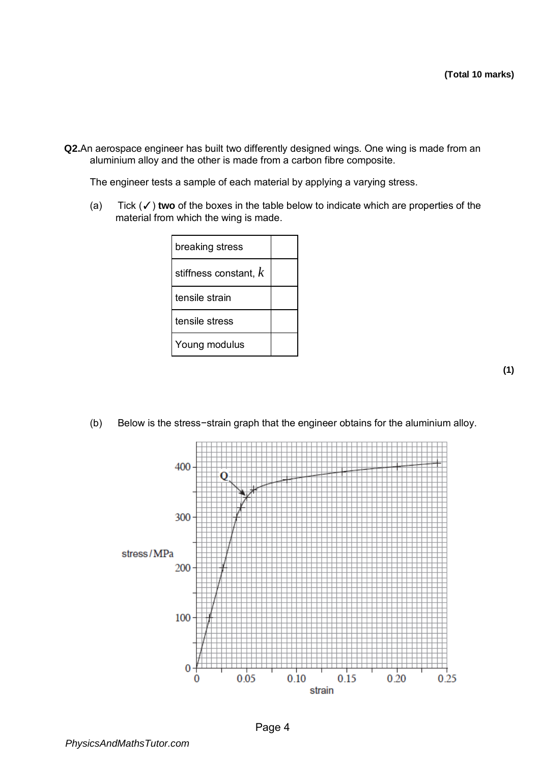**(Total 10 marks)**

**Q2.** An aerospace engineer has built two differently designed wings. One wing is made from an aluminium alloy and the other is made from a carbon fibre composite.

The engineer tests a sample of each material by applying a varying stress.

(a) Tick (✓) **two** of the boxes in the table below to indicate which are properties of the material from which the wing is made.

| | |
|---|---|
| breaking stress | |
| stiffness constant, $k$ | |
| tensile strain | |
| tensile stress | |
| Young modulus | |

**(1)**

(b) Below is the stress−strain graph that the engineer obtains for the aluminium alloy.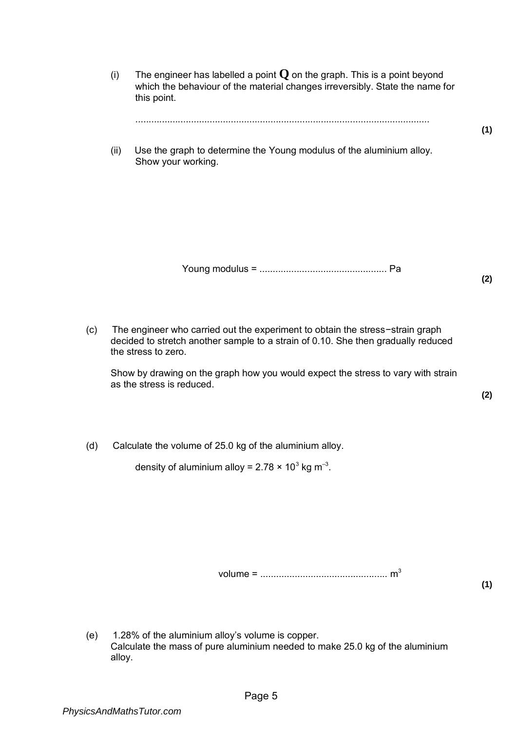(i) The engineer has labelled a point **Q** on the graph. This is a point beyond which the behaviour of the material changes irreversibly. State the name for this point.

...............................................................................................................

**(1)**

(ii) Use the graph to determine the Young modulus of the aluminium alloy. Show your working.

Young modulus = ................................................ Pa

**(2)**

(c) The engineer who carried out the experiment to obtain the stress−strain graph decided to stretch another sample to a strain of 0.10. She then gradually reduced the stress to zero.

Show by drawing on the graph how you would expect the stress to vary with strain as the stress is reduced.

**(2)**

(d) Calculate the volume of 25.0 kg of the aluminium alloy.

density of aluminium alloy = $2.78 \times 10^3$ kg m$^{-3}$.

volume = ................................................ m$^3$

**(1)**

(e) 1.28% of the aluminium alloy's volume is copper.
Calculate the mass of pure aluminium needed to make 25.0 kg of the aluminium alloy.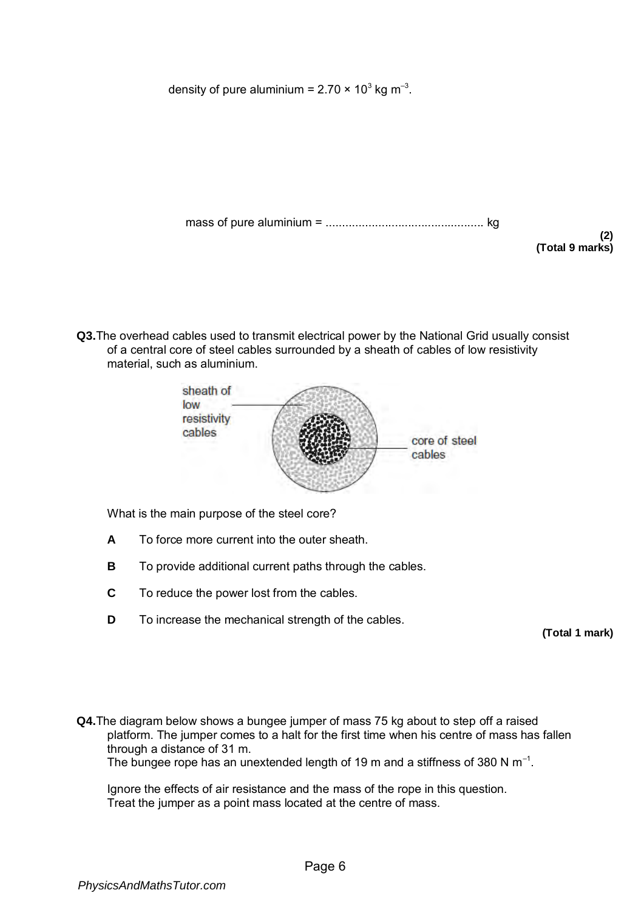density of pure aluminium = $2.70 \times 10^3$ kg m$^{-3}$.

mass of pure aluminium = ................................................ kg

**(2)**
**(Total 9 marks)**

**Q3.** The overhead cables used to transmit electrical power by the National Grid usually consist of a central core of steel cables surrounded by a sheath of cables of low resistivity material, such as aluminium.

sheath of low resistivity cables

core of steel cables

What is the main purpose of the steel core?

**A** To force more current into the outer sheath.

**B** To provide additional current paths through the cables.

**C** To reduce the power lost from the cables.

**D** To increase the mechanical strength of the cables.

**(Total 1 mark)**

**Q4.** The diagram below shows a bungee jumper of mass 75 kg about to step off a raised platform. The jumper comes to a halt for the first time when his centre of mass has fallen through a distance of 31 m.
The bungee rope has an unextended length of 19 m and a stiffness of 380 N m$^{-1}$.

Ignore the effects of air resistance and the mass of the rope in this question.
Treat the jumper as a point mass located at the centre of mass.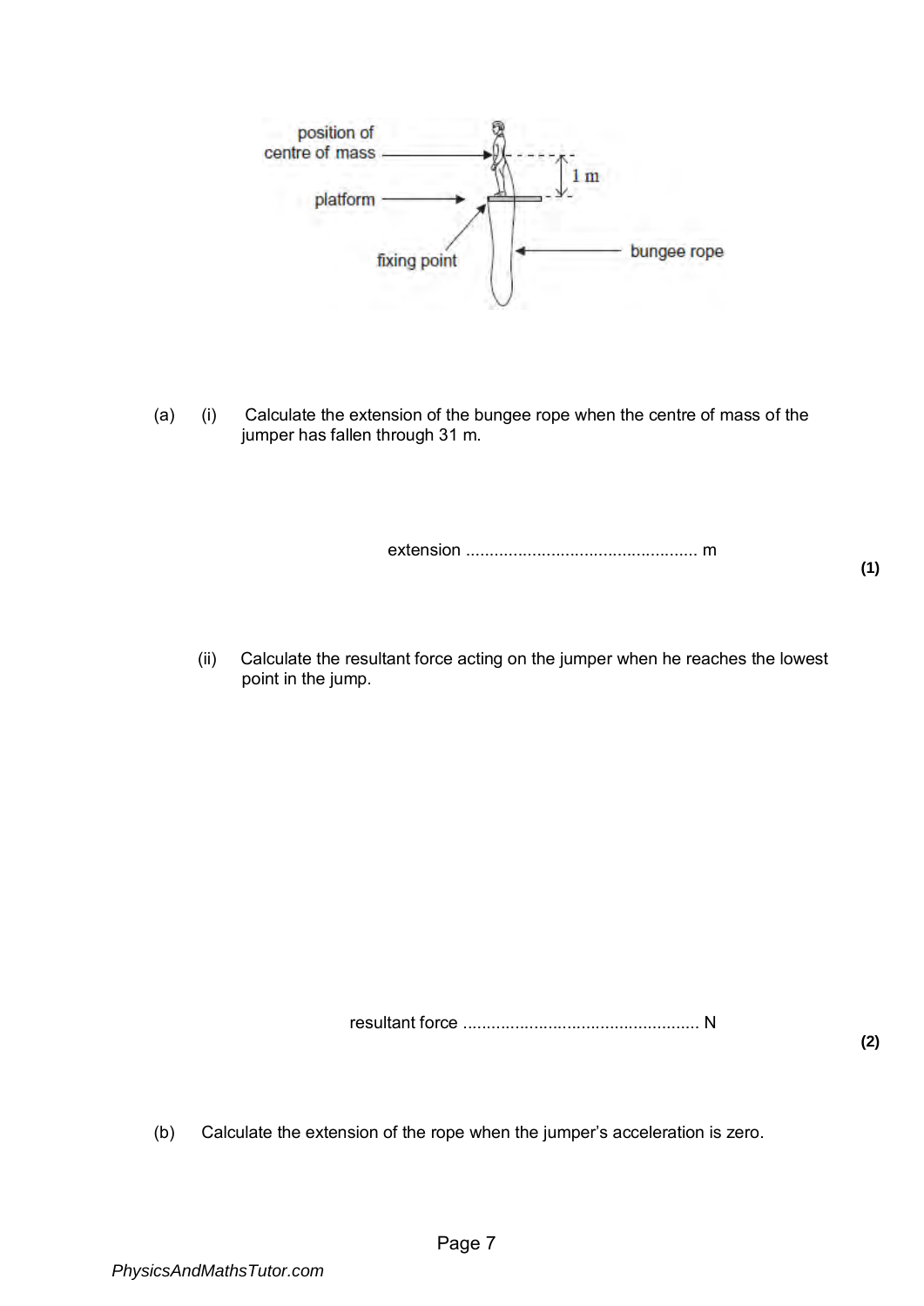position of centre of mass

platform

fixing point

bungee rope

1 m

(a) (i) Calculate the extension of the bungee rope when the centre of mass of the jumper has fallen through 31 m.

extension ................................................ m

**(1)**

(ii) Calculate the resultant force acting on the jumper when he reaches the lowest point in the jump.

resultant force ................................................. N

**(2)**

(b) Calculate the extension of the rope when the jumper's acceleration is zero.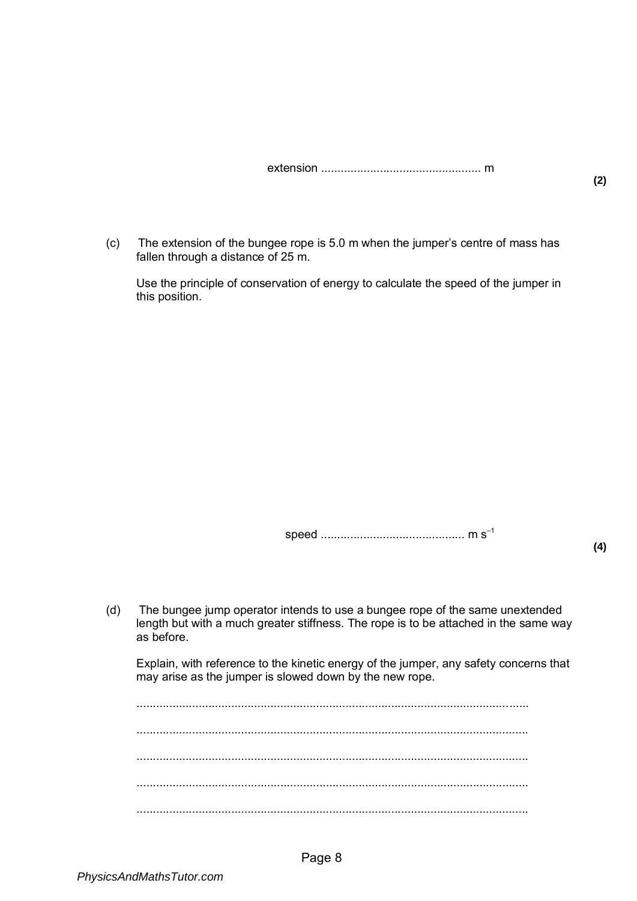extension ................................................. m

**(2)**

(c) The extension of the bungee rope is 5.0 m when the jumper's centre of mass has fallen through a distance of 25 m.

Use the principle of conservation of energy to calculate the speed of the jumper in this position.

speed ........................................... m $s^{-1}$

**(4)**

(d) The bungee jump operator intends to use a bungee rope of the same unextended length but with a much greater stiffness. The rope is to be attached in the same way as before.

Explain, with reference to the kinetic energy of the jumper, any safety concerns that may arise as the jumper is slowed down by the new rope.

.......................................................................................................................

.......................................................................................................................

.......................................................................................................................

.......................................................................................................................

.......................................................................................................................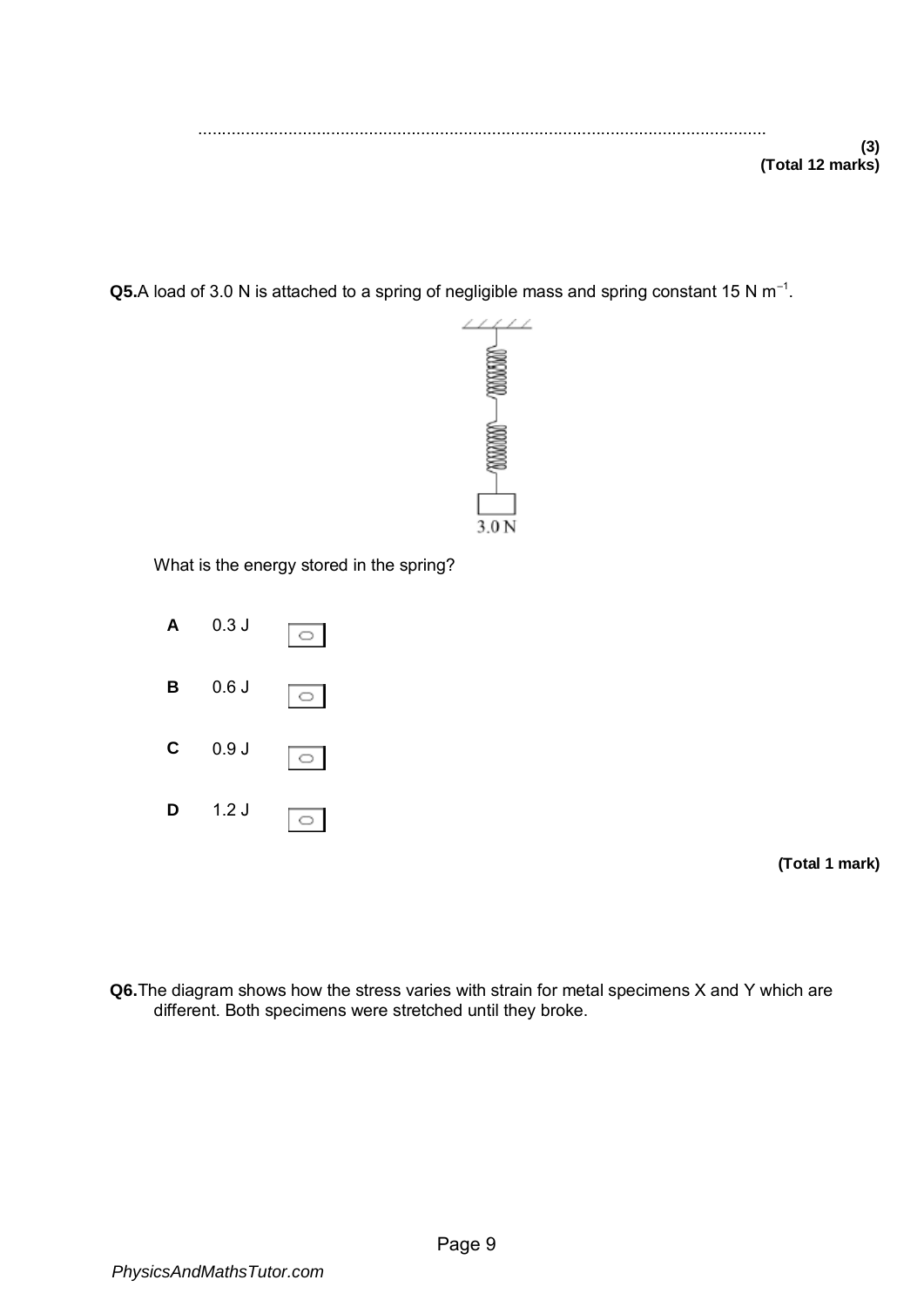........................................................................................................................

**(3)**
**(Total 12 marks)**

**Q5.** A load of 3.0 N is attached to a spring of negligible mass and spring constant 15 N m$^{-1}$.

3.0 N

What is the energy stored in the spring?

**A** 0.3 J

**B** 0.6 J

**C** 0.9 J

**D** 1.2 J

**(Total 1 mark)**

**Q6.** The diagram shows how the stress varies with strain for metal specimens X and Y which are different. Both specimens were stretched until they broke.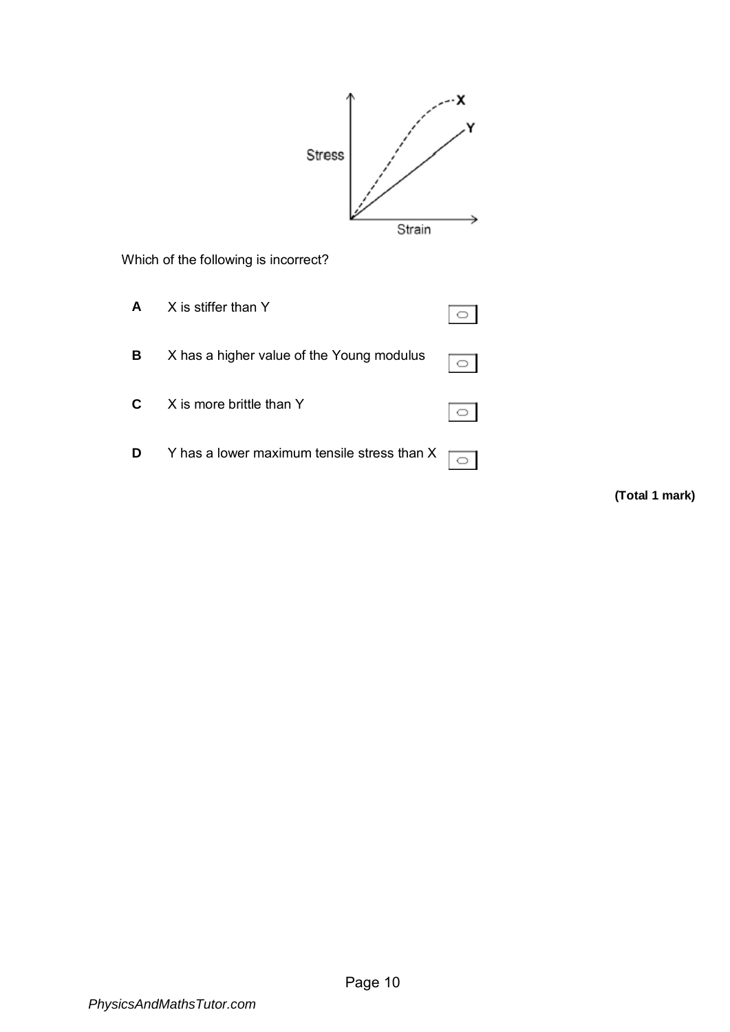Stress

Strain

X

Y

Which of the following is incorrect?

**A** X is stiffer than Y

**B** X has a higher value of the Young modulus

**C** X is more brittle than Y

**D** Y has a lower maximum tensile stress than X

**(Total 1 mark)**